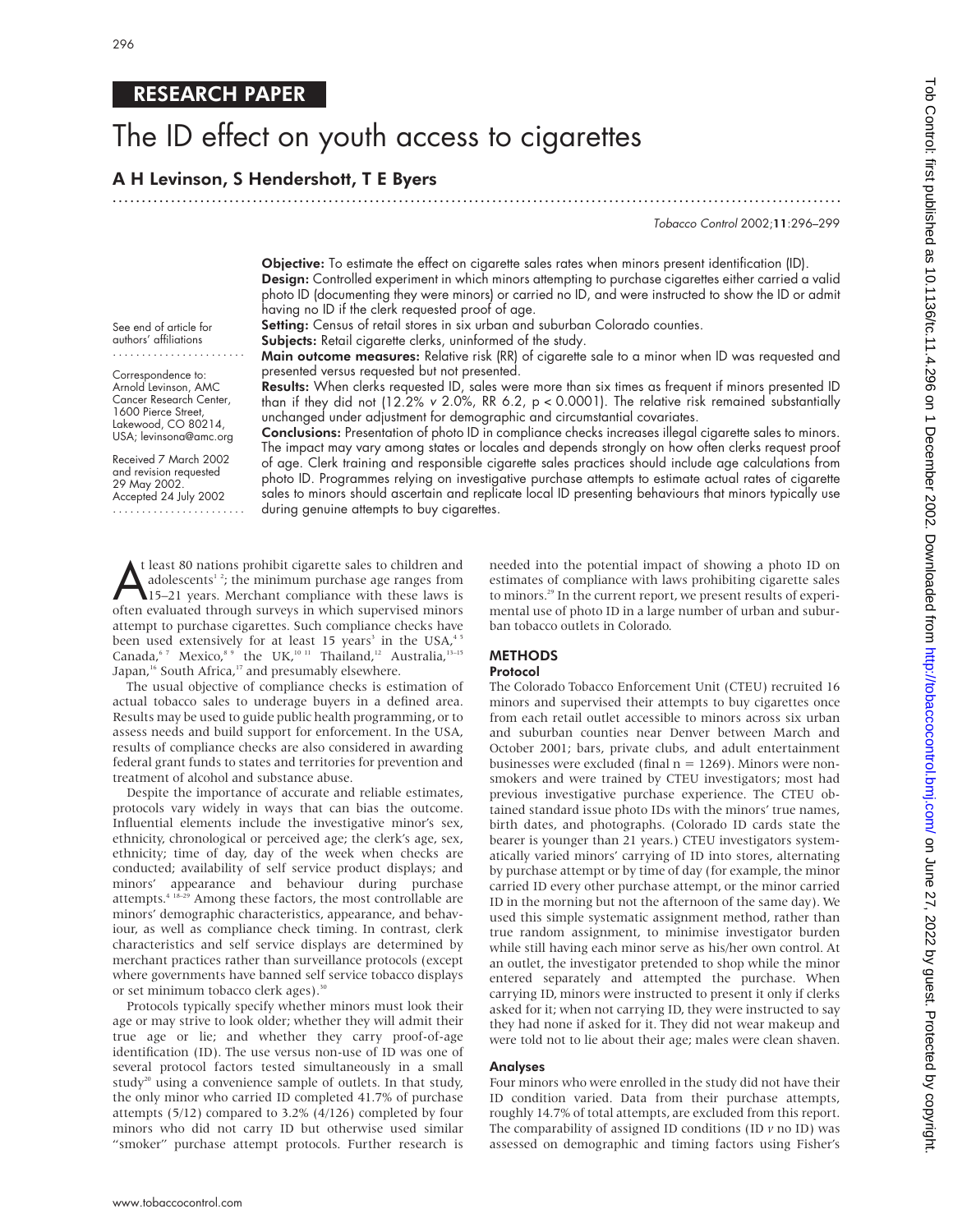RESEARCH PAPER

# The ID effect on youth access to cigarettes

**A H Levinson, S Hendershott, T E Byers**

*Tobacco Control* 2002;**11**:296–299

See end of article for authors' affiliations

Correspondence to: Arnold Levinson, AMC Cancer Research Center, 1600 Pierce Street, Lakewood, CO 80214, USA; levinsona@amc.org

Received 7 March 2002 and revision requested 29 May 2002. Accepted 24 July 2002

**Objective:** To estimate the effect on cigarette sales rates when minors present identification (ID).

**Design:** Controlled experiment in which minors attempting to purchase cigarettes either carried a valid photo ID (documenting they were minors) or carried no ID, and were instructed to show the ID or admit having no ID if the clerk requested proof of age.

**Setting:** Census of retail stores in six urban and suburban Colorado counties.

**Subjects:** Retail cigarette clerks, uninformed of the study.

**Main outcome measures:** Relative risk (RR) of cigarette sale to a minor when ID was requested and presented versus requested but not presented.

**Results:** When clerks requested ID, sales were more than six times as frequent if minors presented ID than if they did not (12.2% *v* 2.0%, RR 6.2, $p < 0.0001$). The relative risk remained substantially unchanged under adjustment for demographic and circumstantial covariates.

**Conclusions:** Presentation of photo ID in compliance checks increases illegal cigarette sales to minors. The impact may vary among states or locales and depends strongly on how often clerks request proof of age. Clerk training and responsible cigarette sales practices should include age calculations from photo ID. Programmes relying on investigative purchase attempts to estimate actual rates of cigarette sales to minors should ascertain and replicate local ID presenting behaviours that minors typically use during genuine attempts to buy cigarettes.

At least 80 nations prohibit cigarette sales to children and adolescents[1,2]; the minimum purchase age ranges from 15–21 years. Merchant compliance with these laws is often evaluated through surveys in which supervised minors attempt to purchase cigarettes. Such compliance checks have been used extensively for at least 15 years[3] in the USA,[4,5] Canada,[6,7] Mexico,[8,9] the UK,[10,11] Thailand,[12] Australia,[13–15] Japan,[16] South Africa,[17] and presumably elsewhere.

The usual objective of compliance checks is estimation of actual tobacco sales to underage buyers in a defined area. Results may be used to guide public health programming, or to assess needs and build support for enforcement. In the USA, results of compliance checks are also considered in awarding federal grant funds to states and territories for prevention and treatment of alcohol and substance abuse.

Despite the importance of accurate and reliable estimates, protocols vary widely in ways that can bias the outcome. Influential elements include the investigative minor's sex, ethnicity, chronological or perceived age; the clerk's age, sex, ethnicity; time of day, day of the week when checks are conducted; availability of self service product displays; and minors' appearance and behaviour during purchase attempts.[4,18–29] Among these factors, the most controllable are minors' demographic characteristics, appearance, and behaviour, as well as compliance check timing. In contrast, clerk characteristics and self service displays are determined by merchant practices rather than surveillance protocols (except where governments have banned self service tobacco displays or set minimum tobacco clerk ages).[30]

Protocols typically specify whether minors must look their age or may strive to look older; whether they will admit their true age or lie; and whether they carry proof-of-age identification (ID). The use versus non-use of ID was one of several protocol factors tested simultaneously in a small study[20] using a convenience sample of outlets. In that study, the only minor who carried ID completed 41.7% of purchase attempts (5/12) compared to 3.2% (4/126) completed by four minors who did not carry ID but otherwise used similar "smoker" purchase attempt protocols. Further research is needed into the potential impact of showing a photo ID on estimates of compliance with laws prohibiting cigarette sales to minors.[29] In the current report, we present results of experimental use of photo ID in a large number of urban and suburban tobacco outlets in Colorado.

## METHODS

### Protocol

The Colorado Tobacco Enforcement Unit (CTEU) recruited 16 minors and supervised their attempts to buy cigarettes once from each retail outlet accessible to minors across six urban and suburban counties near Denver between March and October 2001; bars, private clubs, and adult entertainment businesses were excluded (final n = 1269). Minors were non-smokers and were trained by CTEU investigators; most had previous investigative purchase experience. The CTEU obtained standard issue photo IDs with the minors' true names, birth dates, and photographs. (Colorado ID cards state the bearer is younger than 21 years.) CTEU investigators systematically varied minors' carrying of ID into stores, alternating by purchase attempt or by time of day (for example, the minor carried ID every other purchase attempt, or the minor carried ID in the morning but not the afternoon of the same day). We used this simple systematic assignment method, rather than true random assignment, to minimise investigator burden while still having each minor serve as his/her own control. At an outlet, the investigator pretended to shop while the minor entered separately and attempted the purchase. When carrying ID, minors were instructed to present it only if clerks asked for it; when not carrying ID, they were instructed to say they had none if asked for it. They did not wear makeup and were told not to lie about their age; males were clean shaven.

### Analyses

Four minors who were enrolled in the study did not have their ID condition varied. Data from their purchase attempts, roughly 14.7% of total attempts, are excluded from this report. The comparability of assigned ID conditions (ID *v* no ID) was assessed on demographic and timing factors using Fisher's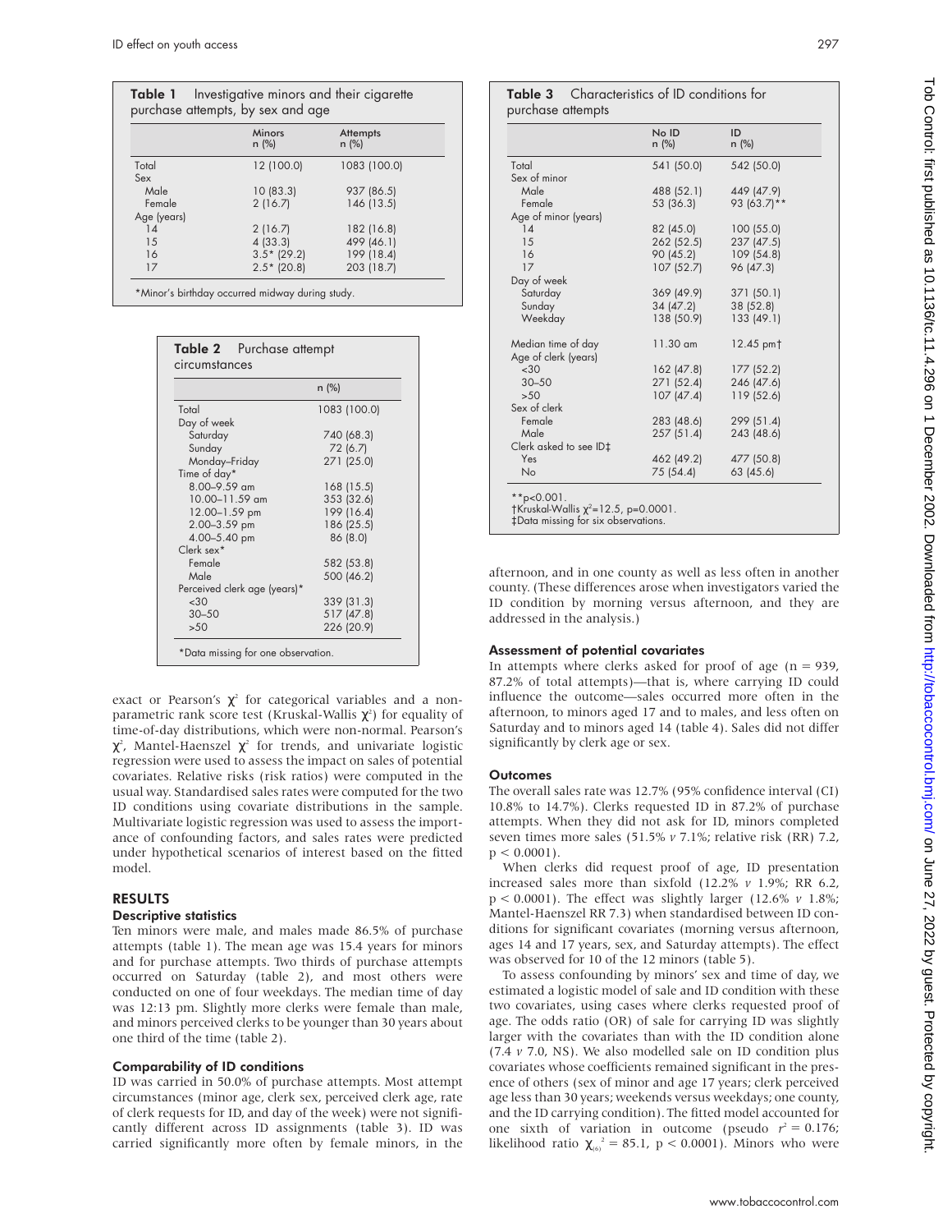**Table 1** Investigative minors and their cigarette purchase attempts, by sex and age

| | Minors n (%) | Attempts n (%) |
|---|---|---|
| Total | 12 (100.0) | 1083 (100.0) |
| Sex | | |
| Male | 10 (83.3) | 937 (86.5) |
| Female | 2 (16.7) | 146 (13.5) |
| Age (years) | | |
| 14 | 2 (16.7) | 182 (16.8) |
| 15 | 4 (33.3) | 499 (46.1) |
| 16 | 3.5* (29.2) | 199 (18.4) |
| 17 | 2.5* (20.8) | 203 (18.7) |

*Minor's birthday occurred midway during study.

**Table 2** Purchase attempt circumstances

| | n (%) |
|---|---|
| Total | 1083 (100.0) |
| Day of week | |
| Saturday | 740 (68.3) |
| Sunday | 72 (6.7) |
| Monday–Friday | 271 (25.0) |
| Time of day* | |
| 8.00–9.59 am | 168 (15.5) |
| 10.00–11.59 am | 353 (32.6) |
| 12.00–1.59 pm | 199 (16.4) |
| 2.00–3.59 pm | 186 (25.5) |
| 4.00–5.40 pm | 86 (8.0) |
| Clerk sex* | |
| Female | 582 (53.8) |
| Male | 500 (46.2) |
| Perceived clerk age (years)* | |
| <30 | 339 (31.3) |
| 30–50 | 517 (47.8) |
| >50 | 226 (20.9) |

*Data missing for one observation.

exact or Pearson's $\chi^2$ for categorical variables and a non-parametric rank score test (Kruskal-Wallis $\chi^2$) for equality of time-of-day distributions, which were non-normal. Pearson's $\chi^2$, Mantel-Haenszel $\chi^2$ for trends, and univariate logistic regression were used to assess the impact on sales of potential covariates. Relative risks (risk ratios) were computed in the usual way. Standardised sales rates were computed for the two ID conditions using covariate distributions in the sample. Multivariate logistic regression was used to assess the importance of confounding factors, and sales rates were predicted under hypothetical scenarios of interest based on the fitted model.

## RESULTS

### Descriptive statistics

Ten minors were male, and males made 86.5% of purchase attempts (table 1). The mean age was 15.4 years for minors and for purchase attempts. Two thirds of purchase attempts occurred on Saturday (table 2), and most others were conducted on one of four weekdays. The median time of day was 12:13 pm. Slightly more clerks were female than male, and minors perceived clerks to be younger than 30 years about one third of the time (table 2).

### Comparability of ID conditions

ID was carried in 50.0% of purchase attempts. Most attempt circumstances (minor age, clerk sex, perceived clerk age, rate of clerk requests for ID, and day of the week) were not significantly different across ID assignments (table 3). ID was carried significantly more often by female minors, in the

**Table 3** Characteristics of ID conditions for purchase attempts

| | No ID n (%) | ID n (%) |
|---|---|---|
| Total | 541 (50.0) | 542 (50.0) |
| Sex of minor | | |
| Male | 488 (52.1) | 449 (47.9) |
| Female | 53 (36.3) | 93 (63.7)** |
| Age of minor (years) | | |
| 14 | 82 (45.0) | 100 (55.0) |
| 15 | 262 (52.5) | 237 (47.5) |
| 16 | 90 (45.2) | 109 (54.8) |
| 17 | 107 (52.7) | 96 (47.3) |
| Day of week | | |
| Saturday | 369 (49.9) | 371 (50.1) |
| Sunday | 34 (47.2) | 38 (52.8) |
| Weekday | 138 (50.9) | 133 (49.1) |
| Median time of day | 11.30 am | 12.45 pm† |
| Age of clerk (years) | | |
| <30 | 162 (47.8) | 177 (52.2) |
| 30–50 | 271 (52.4) | 246 (47.6) |
| >50 | 107 (47.4) | 119 (52.6) |
| Sex of clerk | | |
| Female | 283 (48.6) | 299 (51.4) |
| Male | 257 (51.4) | 243 (48.6) |
| Clerk asked to see ID‡ | | |
| Yes | 462 (49.2) | 477 (50.8) |
| No | 75 (54.4) | 63 (45.6) |

**p<0.001.
†Kruskal-Wallis $\chi^2$=12.5, p=0.0001.
‡Data missing for six observations.

afternoon, and in one county as well as less often in another county. (These differences arose when investigators varied the ID condition by morning versus afternoon, and they are addressed in the analysis.)

### Assessment of potential covariates

In attempts where clerks asked for proof of age (n = 939, 87.2% of total attempts)—that is, where carrying ID could influence the outcome—sales occurred more often in the afternoon, to minors aged 17 and to males, and less often on Saturday and to minors aged 14 (table 4). Sales did not differ significantly by clerk age or sex.

### Outcomes

The overall sales rate was 12.7% (95% confidence interval (CI) 10.8% to 14.7%). Clerks requested ID in 87.2% of purchase attempts. When they did not ask for ID, minors completed seven times more sales (51.5% *v* 7.1%; relative risk (RR) 7.2, $p < 0.0001$).

When clerks did request proof of age, ID presentation increased sales more than sixfold (12.2% *v* 1.9%; RR 6.2, $p < 0.0001$). The effect was slightly larger (12.6% *v* 1.8%; Mantel-Haenszel RR 7.3) when standardised between ID conditions for significant covariates (morning versus afternoon, ages 14 and 17 years, sex, and Saturday attempts). The effect was observed for 10 of the 12 minors (table 5).

To assess confounding by minors' sex and time of day, we estimated a logistic model of sale and ID condition with these two covariates, using cases where clerks requested proof of age. The odds ratio (OR) of sale for carrying ID was slightly larger with the covariates than with the ID condition alone (7.4 *v* 7.0, NS). We also modelled sale on ID condition plus covariates whose coefficients remained significant in the presence of others (sex of minor and age 17 years; clerk perceived age less than 30 years; weekends versus weekdays; one county, and the ID carrying condition). The fitted model accounted for one sixth of variation in outcome (pseudo $r^2 = 0.176$; likelihood ratio $\chi^2_{(6)} = 85.1$, $p < 0.0001$). Minors who were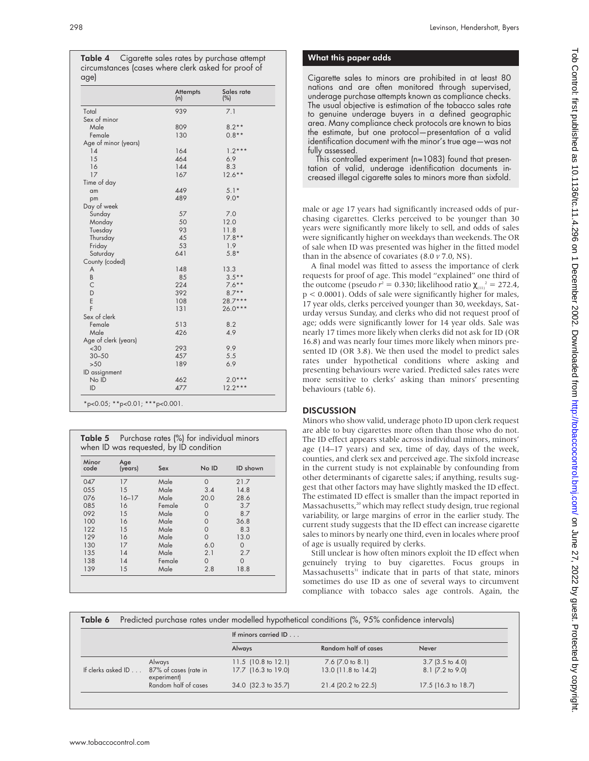**Table 4** Cigarette sales rates by purchase attempt circumstances (cases where clerk asked for proof of age)

| | Attempts (n) | Sales rate (%) |
|---|---|---|
| Total | 939 | 7.1 |
| Sex of minor | | |
| Male | 809 | 8.2** |
| Female | 130 | 0.8** |
| Age of minor (years) | | |
| 14 | 164 | 1.2*** |
| 15 | 464 | 6.9 |
| 16 | 144 | 8.3 |
| 17 | 167 | 12.6** |
| Time of day | | |
| am | 449 | 5.1* |
| pm | 489 | 9.0* |
| Day of week | | |
| Sunday | 57 | 7.0 |
| Monday | 50 | 12.0 |
| Tuesday | 93 | 11.8 |
| Thursday | 45 | 17.8** |
| Friday | 53 | 1.9 |
| Saturday | 641 | 5.8* |
| County (coded) | | |
| A | 148 | 13.3 |
| B | 85 | 3.5** |
| C | 224 | 7.6** |
| D | 392 | 8.7** |
| E | 108 | 28.7*** |
| F | 131 | 26.0*** |
| Sex of clerk | | |
| Female | 513 | 8.2 |
| Male | 426 | 4.9 |
| Age of clerk (years) | | |
| <30 | 293 | 9.9 |
| 30–50 | 457 | 5.5 |
| >50 | 189 | 6.9 |
| ID assignment | | |
| No ID | 462 | 2.0*** |
| ID | 477 | 12.2*** |

*p<0.05; **p<0.01; ***p<0.001.

**Table 5** Purchase rates (%) for individual minors when ID was requested, by ID condition

| Minor code | Age (years) | Sex | No ID | ID shown |
|---|---|---|---|---|
| 047 | 17 | Male | 0 | 21.7 |
| 055 | 15 | Male | 3.4 | 14.8 |
| 076 | 16–17 | Male | 20.0 | 28.6 |
| 085 | 16 | Female | 0 | 3.7 |
| 092 | 15 | Male | 0 | 8.7 |
| 100 | 16 | Male | 0 | 36.8 |
| 122 | 15 | Male | 0 | 8.3 |
| 129 | 16 | Male | 0 | 13.0 |
| 130 | 17 | Male | 6.0 | 0 |
| 135 | 14 | Male | 2.1 | 2.7 |
| 138 | 14 | Female | 0 | 0 |
| 139 | 15 | Male | 2.8 | 18.8 |

## What this paper adds

Cigarette sales to minors are prohibited in at least 80 nations and are often monitored through supervised, underage purchase attempts known as compliance checks. The usual objective is estimation of the tobacco sales rate to genuine underage buyers in a defined geographic area. Many compliance check protocols are known to bias the estimate, but one protocol—presentation of a valid identification document with the minor's true age—was not fully assessed.

This controlled experiment (n=1083) found that presentation of valid, underage identification documents increased illegal cigarette sales to minors more than sixfold.

male or age 17 years had significantly increased odds of purchasing cigarettes. Clerks perceived to be younger than 30 years were significantly more likely to sell, and odds of sales were significantly higher on weekdays than weekends. The OR of sale when ID was presented was higher in the fitted model than in the absence of covariates (8.0 *v* 7.0, NS).

A final model was fitted to assess the importance of clerk requests for proof of age. This model "explained" one third of the outcome (pseudo $r^2 = 0.330$; likelihood ratio $\chi^2_{(11)} = 272.4$, $p < 0.0001$). Odds of sale were significantly higher for males, 17 year olds, clerks perceived younger than 30, weekdays, Saturday versus Sunday, and clerks who did not request proof of age; odds were significantly lower for 14 year olds. Sale was nearly 17 times more likely when clerks did not ask for ID (OR 16.8) and was nearly four times more likely when minors presented ID (OR 3.8). We then used the model to predict sales rates under hypothetical conditions where asking and presenting behaviours were varied. Predicted sales rates were more sensitive to clerks' asking than minors' presenting behaviours (table 6).

## DISCUSSION

Minors who show valid, underage photo ID upon clerk request are able to buy cigarettes more often than those who do not. The ID effect appears stable across individual minors, minors' age (14–17 years) and sex, time of day, days of the week, counties, and clerk sex and perceived age. The sixfold increase in the current study is not explainable by confounding from other determinants of cigarette sales; if anything, results suggest that other factors may have slightly masked the ID effect. The estimated ID effect is smaller than the impact reported in Massachusetts,[20] which may reflect study design, true regional variability, or large margins of error in the earlier study. The current study suggests that the ID effect can increase cigarette sales to minors by nearly one third, even in locales where proof of age is usually required by clerks.

Still unclear is how often minors exploit the ID effect when genuinely trying to buy cigarettes. Focus groups in Massachusetts[31] indicate that in parts of that state, minors sometimes do use ID as one of several ways to circumvent compliance with tobacco sales age controls. Again, the

**Table 6** Predicted purchase rates under modelled hypothetical conditions (%, 95% confidence intervals)

| | | If minors carried ID . . . | | |
|---|---|---|---|---|
| | | Always | Random half of cases | Never |
| If clerks asked ID . . . | Always | 11.5 (10.8 to 12.1) | 7.6 (7.0 to 8.1) | 3.7 (3.5 to 4.0) |
| | 87% of cases (rate in experiment) | 17.7 (16.3 to 19.0) | 13.0 (11.8 to 14.2) | 8.1 (7.2 to 9.0) |
| | Random half of cases | 34.0 (32.3 to 35.7) | 21.4 (20.2 to 22.5) | 17.5 (16.3 to 18.7) |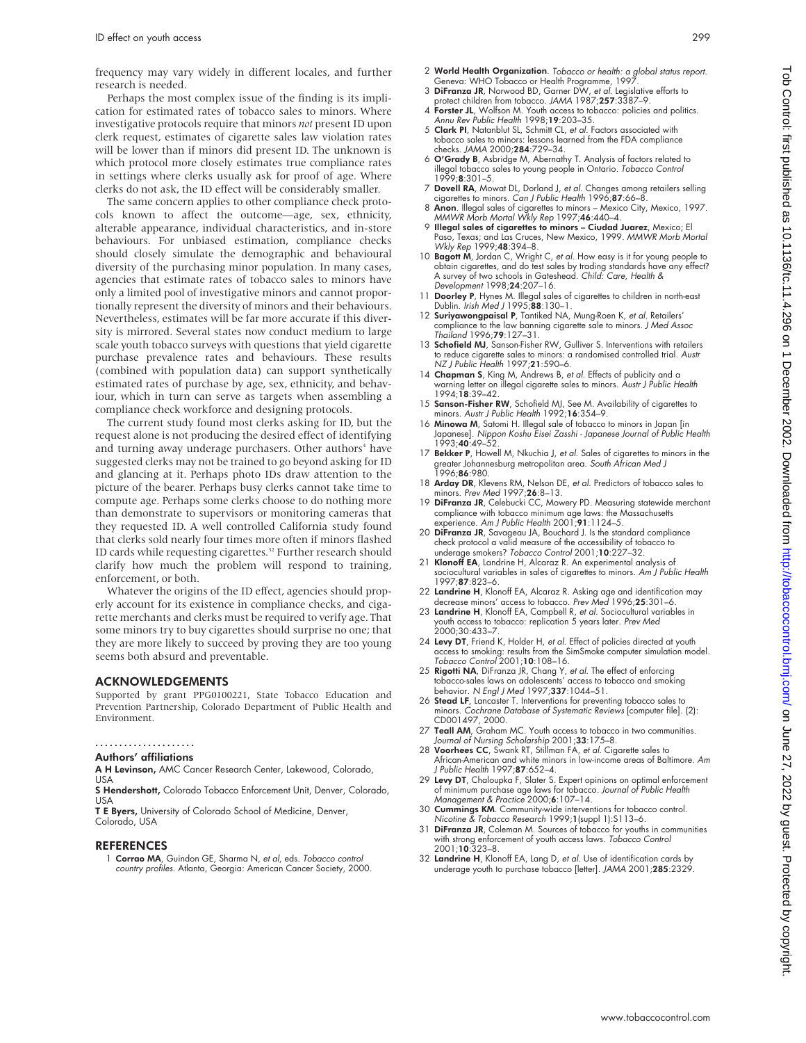frequency may vary widely in different locales, and further research is needed.

Perhaps the most complex issue of the finding is its implication for estimated rates of tobacco sales to minors. Where investigative protocols require that minors *not* present ID upon clerk request, estimates of cigarette sales law violation rates will be lower than if minors did present ID. The unknown is which protocol more closely estimates true compliance rates in settings where clerks usually ask for proof of age. Where clerks do not ask, the ID effect will be considerably smaller.

The same concern applies to other compliance check protocols known to affect the outcome—age, sex, ethnicity, alterable appearance, individual characteristics, and in-store behaviours. For unbiased estimation, compliance checks should closely simulate the demographic and behavioural diversity of the purchasing minor population. In many cases, agencies that estimate rates of tobacco sales to minors have only a limited pool of investigative minors and cannot proportionally represent the diversity of minors and their behaviours. Nevertheless, estimates will be far more accurate if this diversity is mirrored. Several states now conduct medium to large scale youth tobacco surveys with questions that yield cigarette purchase prevalence rates and behaviours. These results (combined with population data) can support synthetically estimated rates of purchase by age, sex, ethnicity, and behaviour, which in turn can serve as targets when assembling a compliance check workforce and designing protocols.

The current study found most clerks asking for ID, but the request alone is not producing the desired effect of identifying and turning away underage purchasers. Other authors[4] have suggested clerks may not be trained to go beyond asking for ID and glancing at it. Perhaps photo IDs draw attention to the picture of the bearer. Perhaps busy clerks cannot take time to compute age. Perhaps some clerks choose to do nothing more than demonstrate to supervisors or monitoring cameras that they requested ID. A well controlled California study found that clerks sold nearly four times more often if minors flashed ID cards while requesting cigarettes.[32] Further research should clarify how much the problem will respond to training, enforcement, or both.

Whatever the origins of the ID effect, agencies should properly account for its existence in compliance checks, and cigarette merchants and clerks must be required to verify age. That some minors try to buy cigarettes should surprise no one; that they are more likely to succeed by proving they are too young seems both absurd and preventable.

## ACKNOWLEDGEMENTS

Supported by grant PPG0100221, State Tobacco Education and Prevention Partnership, Colorado Department of Public Health and Environment.

### Authors' affiliations

**A H Levinson,** AMC Cancer Research Center, Lakewood, Colorado, USA

**S Hendershott,** Colorado Tobacco Enforcement Unit, Denver, Colorado, USA

**T E Byers,** University of Colorado School of Medicine, Denver, Colorado, USA

## REFERENCES

1. **Corrao MA**, Guindon GE, Sharma N, *et al*, eds. *Tobacco control country profiles*. Atlanta, Georgia: American Cancer Society, 2000.
2. **World Health Organization**. *Tobacco or health: a global status report*. Geneva: WHO Tobacco or Health Programme, 1997.
3. **DiFranza JR**, Norwood BD, Garner DW, *et al*. Legislative efforts to protect children from tobacco. *JAMA* 1987;**257**:3387–9.
4. **Forster JL**, Wolfson M. Youth access to tobacco: policies and politics. *Annu Rev Public Health* 1998;**19**:203–35.
5. **Clark PI**, Natanblut SL, Schmitt CL, *et al*. Factors associated with tobacco sales to minors: lessons learned from the FDA compliance checks. *JAMA* 2000;**284**:729–34.
6. **O'Grady B**, Asbridge M, Abernathy T. Analysis of factors related to illegal tobacco sales to young people in Ontario. *Tobacco Control* 1999;**8**:301–5.
7. **Dovell RA**, Mowat DL, Dorland J, *et al*. Changes among retailers selling cigarettes to minors. *Can J Public Health* 1996;**87**:66–8.
8. **Anon**. Illegal sales of cigarettes to minors – Mexico City, Mexico, 1997. *MMWR Morb Mortal Wkly Rep* 1997;**46**:440–4.
9. **Illegal sales of cigarettes to minors – Ciudad Juarez**, Mexico; El Paso, Texas; and Las Cruces, New Mexico, 1999. *MMWR Morb Mortal Wkly Rep* 1999;**48**:394–8.
10. **Bagott M**, Jordan C, Wright C, *et al*. How easy is it for young people to obtain cigarettes, and do test sales by trading standards have any effect? A survey of two schools in Gateshead. *Child: Care, Health & Development* 1998;**24**:207–16.
11. **Doorley P**, Hynes M. Illegal sales of cigarettes to children in north-east Dublin. *Irish Med J* 1995;**88**:130–1.
12. **Suriyawongpaisal P**, Tantiked NA, Mung-Roen K, *et al*. Retailers' compliance to the law banning cigarette sale to minors. *J Med Assoc Thailand* 1996;**79**:127–31.
13. **Schofield MJ**, Sanson-Fisher RW, Gulliver S. Interventions with retailers to reduce cigarette sales to minors: a randomised controlled trial. *Austr NZ J Public Health* 1997;**21**:590–6.
14. **Chapman S**, King M, Andrews B, *et al*. Effects of publicity and a warning letter on illegal cigarette sales to minors. *Austr J Public Health* 1994;**18**:39–42.
15. **Sanson-Fisher RW**, Schofield MJ, See M. Availability of cigarettes to minors. *Austr J Public Health* 1992;**16**:354–9.
16. **Minowa M**, Satomi H. Illegal sale of tobacco to minors in Japan [in Japanese]. *Nippon Koshu Eisei Zasshi - Japanese Journal of Public Health* 1993;**40**:49–52.
17. **Bekker P**, Howell M, Nkuchia J, *et al*. Sales of cigarettes to minors in the greater Johannesburg metropolitan area. *South African Med J* 1996;**86**:980.
18. **Arday DR**, Klevens RM, Nelson DE, *et al*. Predictors of tobacco sales to minors. *Prev Med* 1997;**26**:8–13.
19. **DiFranza JR**, Celebucki CC, Mowery PD. Measuring statewide merchant compliance with tobacco minimum age laws: the Massachusetts experience. *Am J Public Health* 2001;**91**:1124–5.
20. **DiFranza JR**, Savageau JA, Bouchard J. Is the standard compliance check protocol a valid measure of the accessibility of tobacco to underage smokers? *Tobacco Control* 2001;**10**:227–32.
21. **Klonoff EA**, Landrine H, Alcaraz R. An experimental analysis of sociocultural variables in sales of cigarettes to minors. *Am J Public Health* 1997;**87**:823–6.
22. **Landrine H**, Klonoff EA, Alcaraz R. Asking age and identification may decrease minors' access to tobacco. *Prev Med* 1996;**25**:301–6.
23. **Landrine H**, Klonoff EA, Campbell R, *et al*. Sociocultural variables in youth access to tobacco: replication 5 years later. *Prev Med* 2000;30:433–7.
24. **Levy DT**, Friend K, Holder H, *et al*. Effect of policies directed at youth access to smoking: results from the SimSmoke computer simulation model. *Tobacco Control* 2001;**10**:108–16.
25. **Rigotti NA**, DiFranza JR, Chang Y, *et al*. The effect of enforcing tobacco-sales laws on adolescents' access to tobacco and smoking behavior. *N Engl J Med* 1997;**337**:1044–51.
26. **Stead LF**, Lancaster T. Interventions for preventing tobacco sales to minors. *Cochrane Database of Systematic Reviews* [computer file]. (2): CD001497, 2000.
27. **Teall AM**, Graham MC. Youth access to tobacco in two communities. *Journal of Nursing Scholarship* 2001;**33**:175–8.
28. **Voorhees CC**, Swank RT, Stillman FA, *et al*. Cigarette sales to African-American and white minors in low-income areas of Baltimore. *Am J Public Health* 1997;**87**:652–4.
29. **Levy DT**, Chaloupka F, Slater S. Expert opinions on optimal enforcement of minimum purchase age laws for tobacco. *Journal of Public Health Management & Practice* 2000;**6**:107–14.
30. **Cummings KM**. Community-wide interventions for tobacco control. *Nicotine & Tobacco Research* 1999;**1**(suppl 1):S113–6.
31. **DiFranza JR**, Coleman M. Sources of tobacco for youths in communities with strong enforcement of youth access laws. *Tobacco Control* 2001;**10**:323–8.
32. **Landrine H**, Klonoff EA, Lang D, *et al*. Use of identification cards by underage youth to purchase tobacco [letter]. *JAMA* 2001;**285**:2329.